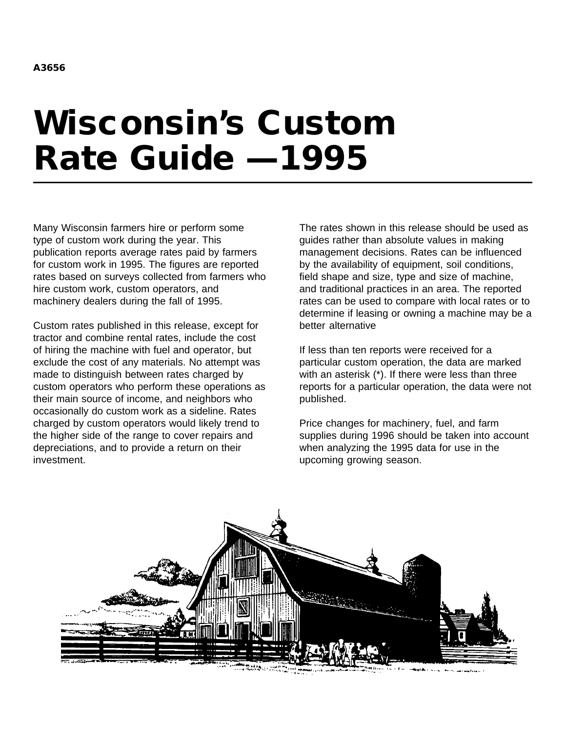A3656

# Wisconsin's Custom Rate Guide —1995

Many Wisconsin farmers hire or perform some type of custom work during the year. This publication reports average rates paid by farmers for custom work in 1995. The figures are reported rates based on surveys collected from farmers who hire custom work, custom operators, and machinery dealers during the fall of 1995.

Custom rates published in this release, except for tractor and combine rental rates, include the cost of hiring the machine with fuel and operator, but exclude the cost of any materials. No attempt was made to distinguish between rates charged by custom operators who perform these operations as their main source of income, and neighbors who occasionally do custom work as a sideline. Rates charged by custom operators would likely trend to the higher side of the range to cover repairs and depreciations, and to provide a return on their investment.

The rates shown in this release should be used as guides rather than absolute values in making management decisions. Rates can be influenced by the availability of equipment, soil conditions, field shape and size, type and size of machine, and traditional practices in an area. The reported rates can be used to compare with local rates or to determine if leasing or owning a machine may be a better alternative

If less than ten reports were received for a particular custom operation, the data are marked with an asterisk (*). If there were less than three reports for a particular operation, the data were not published.

Price changes for machinery, fuel, and farm supplies during 1996 should be taken into account when analyzing the 1995 data for use in the upcoming growing season.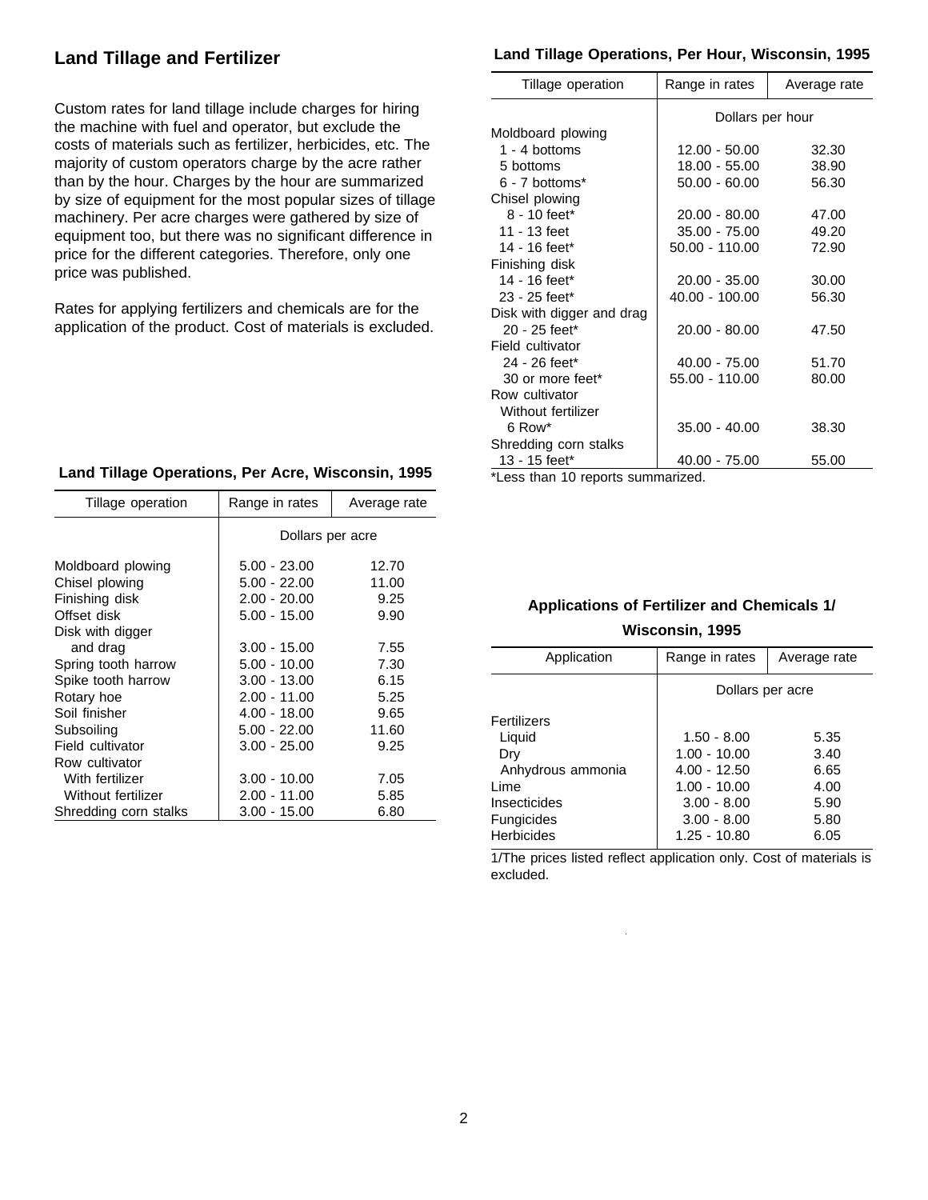## Land Tillage and Fertilizer

Custom rates for land tillage include charges for hiring the machine with fuel and operator, but exclude the costs of materials such as fertilizer, herbicides, etc. The majority of custom operators charge by the acre rather than by the hour. Charges by the hour are summarized by size of equipment for the most popular sizes of tillage machinery. Per acre charges were gathered by size of equipment too, but there was no significant difference in price for the different categories. Therefore, only one price was published.

Rates for applying fertilizers and chemicals are for the application of the product. Cost of materials is excluded.

### Land Tillage Operations, Per Acre, Wisconsin, 1995

| Tillage operation | Range in rates | Average rate |
|---|---|---|
| | Dollars per acre | |
| Moldboard plowing | 5.00 - 23.00 | 12.70 |
| Chisel plowing | 5.00 - 22.00 | 11.00 |
| Finishing disk | 2.00 - 20.00 | 9.25 |
| Offset disk | 5.00 - 15.00 | 9.90 |
| Disk with digger and drag | 3.00 - 15.00 | 7.55 |
| Spring tooth harrow | 5.00 - 10.00 | 7.30 |
| Spike tooth harrow | 3.00 - 13.00 | 6.15 |
| Rotary hoe | 2.00 - 11.00 | 5.25 |
| Soil finisher | 4.00 - 18.00 | 9.65 |
| Subsoiling | 5.00 - 22.00 | 11.60 |
| Field cultivator | 3.00 - 25.00 | 9.25 |
| Row cultivator | | |
| With fertilizer | 3.00 - 10.00 | 7.05 |
| Without fertilizer | 2.00 - 11.00 | 5.85 |
| Shredding corn stalks | 3.00 - 15.00 | 6.80 |

### Land Tillage Operations, Per Hour, Wisconsin, 1995

| Tillage operation | Range in rates | Average rate |
|---|---|---|
| | Dollars per hour | |
| Moldboard plowing | | |
| 1 - 4 bottoms | 12.00 - 50.00 | 32.30 |
| 5 bottoms | 18.00 - 55.00 | 38.90 |
| 6 - 7 bottoms* | 50.00 - 60.00 | 56.30 |
| Chisel plowing | | |
| 8 - 10 feet* | 20.00 - 80.00 | 47.00 |
| 11 - 13 feet | 35.00 - 75.00 | 49.20 |
| 14 - 16 feet* | 50.00 - 110.00 | 72.90 |
| Finishing disk | | |
| 14 - 16 feet* | 20.00 - 35.00 | 30.00 |
| 23 - 25 feet* | 40.00 - 100.00 | 56.30 |
| Disk with digger and drag | | |
| 20 - 25 feet* | 20.00 - 80.00 | 47.50 |
| Field cultivator | | |
| 24 - 26 feet* | 40.00 - 75.00 | 51.70 |
| 30 or more feet* | 55.00 - 110.00 | 80.00 |
| Row cultivator | | |
| Without fertilizer | | |
| 6 Row* | 35.00 - 40.00 | 38.30 |
| Shredding corn stalks | | |
| 13 - 15 feet* | 40.00 - 75.00 | 55.00 |

*Less than 10 reports summarized.

### Applications of Fertilizer and Chemicals 1/ Wisconsin, 1995

| Application | Range in rates | Average rate |
|---|---|---|
| | Dollars per acre | |
| Fertilizers | | |
| Liquid | 1.50 - 8.00 | 5.35 |
| Dry | 1.00 - 10.00 | 3.40 |
| Anhydrous ammonia | 4.00 - 12.50 | 6.65 |
| Lime | 1.00 - 10.00 | 4.00 |
| Insecticides | 3.00 - 8.00 | 5.90 |
| Fungicides | 3.00 - 8.00 | 5.80 |
| Herbicides | 1.25 - 10.80 | 6.05 |

1/The prices listed reflect application only. Cost of materials is excluded.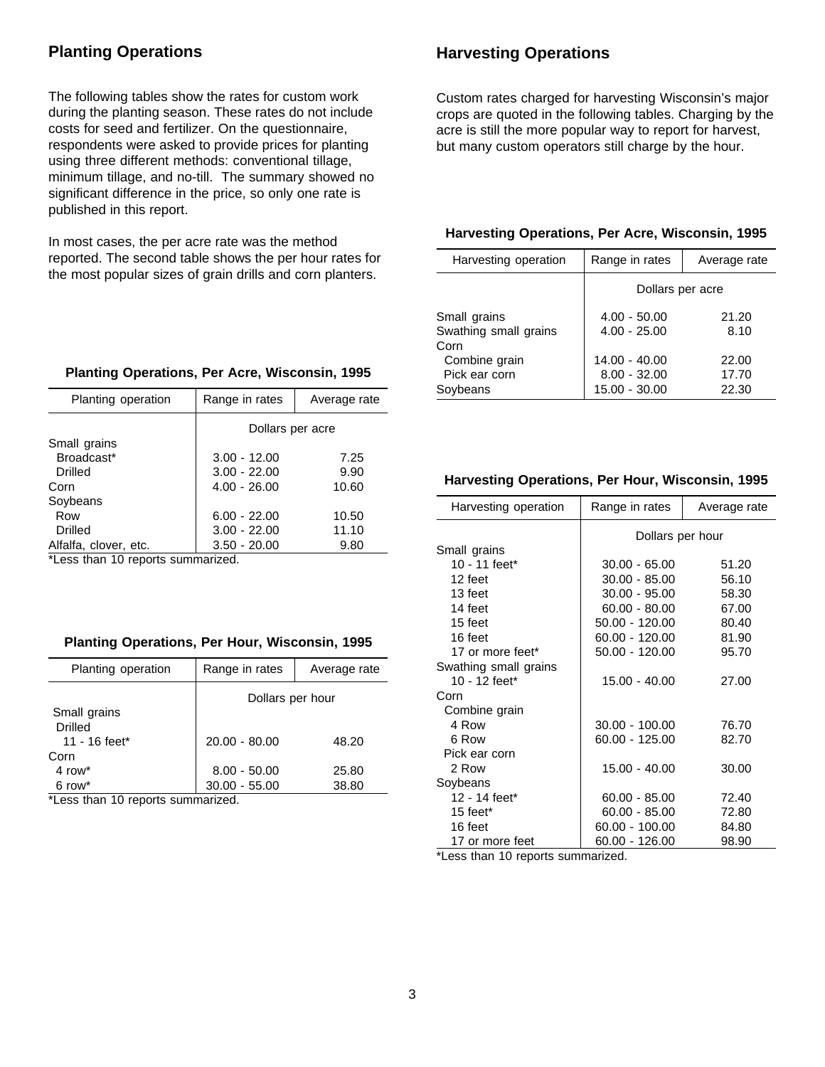## Planting Operations

The following tables show the rates for custom work during the planting season. These rates do not include costs for seed and fertilizer. On the questionnaire, respondents were asked to provide prices for planting using three different methods: conventional tillage, minimum tillage, and no-till. The summary showed no significant difference in the price, so only one rate is published in this report.

In most cases, the per acre rate was the method reported. The second table shows the per hour rates for the most popular sizes of grain drills and corn planters.

**Planting Operations, Per Acre, Wisconsin, 1995**

| Planting operation | Range in rates | Average rate |
|---|---|---|
| | Dollars per acre | |
| Small grains | | |
| Broadcast* | 3.00 - 12.00 | 7.25 |
| Drilled | 3.00 - 22.00 | 9.90 |
| Corn | 4.00 - 26.00 | 10.60 |
| Soybeans | | |
| Row | 6.00 - 22.00 | 10.50 |
| Drilled | 3.00 - 22.00 | 11.10 |
| Alfalfa, clover, etc. | 3.50 - 20.00 | 9.80 |

*Less than 10 reports summarized.

**Planting Operations, Per Hour, Wisconsin, 1995**

| Planting operation | Range in rates | Average rate |
|---|---|---|
| | Dollars per hour | |
| Small grains | | |
| Drilled | | |
| 11 - 16 feet* | 20.00 - 80.00 | 48.20 |
| Corn | | |
| 4 row* | 8.00 - 50.00 | 25.80 |
| 6 row* | 30.00 - 55.00 | 38.80 |

*Less than 10 reports summarized.

## Harvesting Operations

Custom rates charged for harvesting Wisconsin's major crops are quoted in the following tables. Charging by the acre is still the more popular way to report for harvest, but many custom operators still charge by the hour.

**Harvesting Operations, Per Acre, Wisconsin, 1995**

| Harvesting operation | Range in rates | Average rate |
|---|---|---|
| | Dollars per acre | |
| Small grains | 4.00 - 50.00 | 21.20 |
| Swathing small grains | 4.00 - 25.00 | 8.10 |
| Corn | | |
| Combine grain | 14.00 - 40.00 | 22.00 |
| Pick ear corn | 8.00 - 32.00 | 17.70 |
| Soybeans | 15.00 - 30.00 | 22.30 |

**Harvesting Operations, Per Hour, Wisconsin, 1995**

| Harvesting operation | Range in rates | Average rate |
|---|---|---|
| | Dollars per hour | |
| Small grains | | |
| 10 - 11 feet* | 30.00 - 65.00 | 51.20 |
| 12 feet | 30.00 - 85.00 | 56.10 |
| 13 feet | 30.00 - 95.00 | 58.30 |
| 14 feet | 60.00 - 80.00 | 67.00 |
| 15 feet | 50.00 - 120.00 | 80.40 |
| 16 feet | 60.00 - 120.00 | 81.90 |
| 17 or more feet* | 50.00 - 120.00 | 95.70 |
| Swathing small grains | | |
| 10 - 12 feet* | 15.00 - 40.00 | 27.00 |
| Corn | | |
| Combine grain | | |
| 4 Row | 30.00 - 100.00 | 76.70 |
| 6 Row | 60.00 - 125.00 | 82.70 |
| Pick ear corn | | |
| 2 Row | 15.00 - 40.00 | 30.00 |
| Soybeans | | |
| 12 - 14 feet* | 60.00 - 85.00 | 72.40 |
| 15 feet* | 60.00 - 85.00 | 72.80 |
| 16 feet | 60.00 - 100.00 | 84.80 |
| 17 or more feet | 60.00 - 126.00 | 98.90 |

*Less than 10 reports summarized.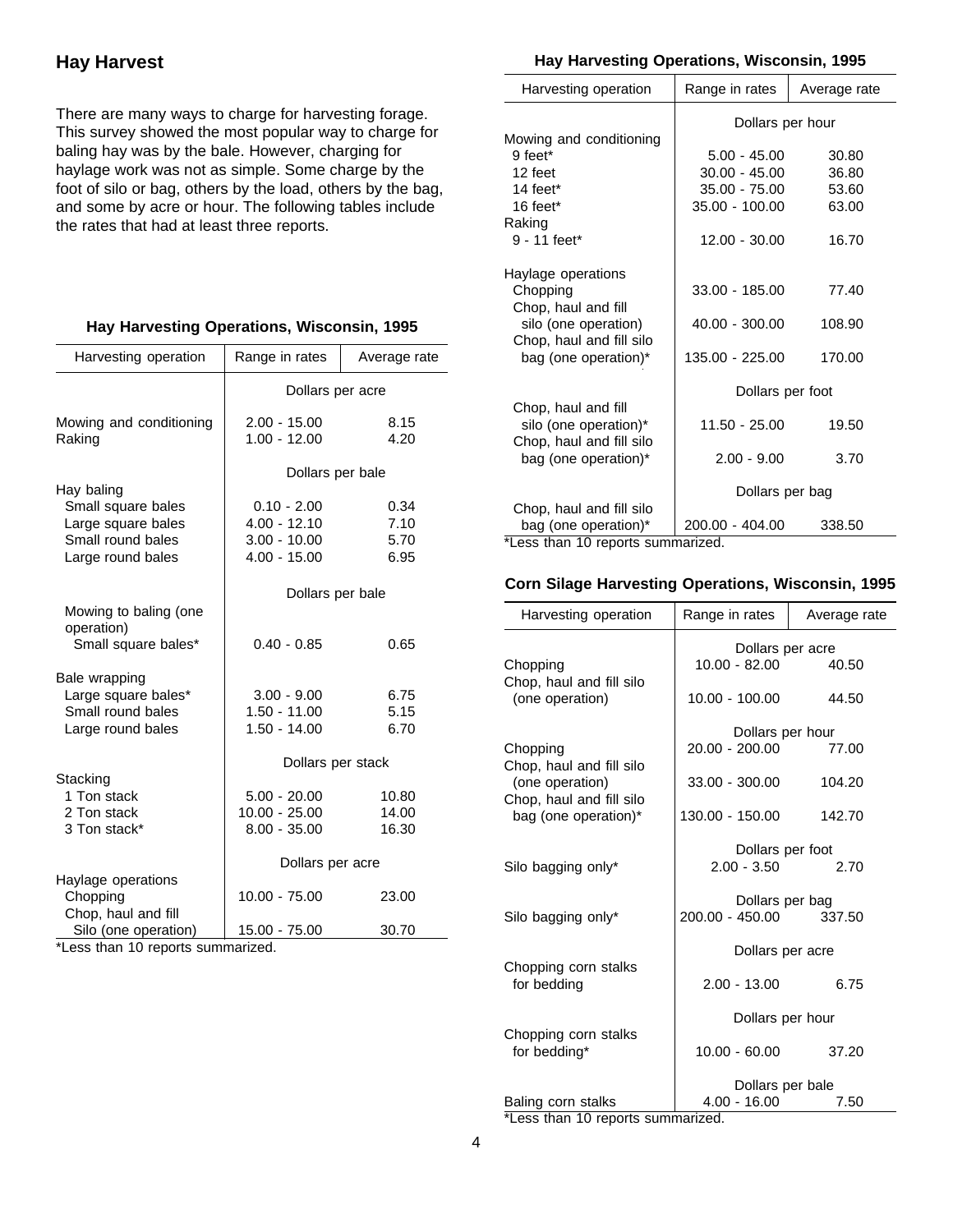## Hay Harvest

There are many ways to charge for harvesting forage. This survey showed the most popular way to charge for baling hay was by the bale. However, charging for haylage work was not as simple. Some charge by the foot of silo or bag, others by the load, others by the bag, and some by acre or hour. The following tables include the rates that had at least three reports.

**Hay Harvesting Operations, Wisconsin, 1995**

| Harvesting operation | Range in rates | Average rate |
|---|---|---|
| | Dollars per acre | |
| Mowing and conditioning | 2.00 - 15.00 | 8.15 |
| Raking | 1.00 - 12.00 | 4.20 |
| | Dollars per bale | |
| Hay baling | | |
| Small square bales | 0.10 - 2.00 | 0.34 |
| Large square bales | 4.00 - 12.10 | 7.10 |
| Small round bales | 3.00 - 10.00 | 5.70 |
| Large round bales | 4.00 - 15.00 | 6.95 |
| | Dollars per bale | |
| Mowing to baling (one operation) | | |
| Small square bales* | 0.40 - 0.85 | 0.65 |
| Bale wrapping | | |
| Large square bales* | 3.00 - 9.00 | 6.75 |
| Small round bales | 1.50 - 11.00 | 5.15 |
| Large round bales | 1.50 - 14.00 | 6.70 |
| | Dollars per stack | |
| Stacking | | |
| 1 Ton stack | 5.00 - 20.00 | 10.80 |
| 2 Ton stack | 10.00 - 25.00 | 14.00 |
| 3 Ton stack* | 8.00 - 35.00 | 16.30 |
| | Dollars per acre | |
| Haylage operations | | |
| Chopping | 10.00 - 75.00 | 23.00 |
| Chop, haul and fill Silo (one operation) | 15.00 - 75.00 | 30.70 |

*Less than 10 reports summarized.

**Hay Harvesting Operations, Wisconsin, 1995**

| Harvesting operation | Range in rates | Average rate |
|---|---|---|
| | Dollars per hour | |
| Mowing and conditioning | | |
| 9 feet* | 5.00 - 45.00 | 30.80 |
| 12 feet | 30.00 - 45.00 | 36.80 |
| 14 feet* | 35.00 - 75.00 | 53.60 |
| 16 feet* | 35.00 - 100.00 | 63.00 |
| Raking | | |
| 9 - 11 feet* | 12.00 - 30.00 | 16.70 |
| Haylage operations | | |
| Chopping | 33.00 - 185.00 | 77.40 |
| Chop, haul and fill silo (one operation) | 40.00 - 300.00 | 108.90 |
| Chop, haul and fill silo bag (one operation)* | 135.00 - 225.00 | 170.00 |
| | Dollars per foot | |
| Chop, haul and fill silo (one operation)* | 11.50 - 25.00 | 19.50 |
| Chop, haul and fill silo bag (one operation)* | 2.00 - 9.00 | 3.70 |
| | Dollars per bag | |
| Chop, haul and fill silo bag (one operation)* | 200.00 - 404.00 | 338.50 |

*Less than 10 reports summarized.

**Corn Silage Harvesting Operations, Wisconsin, 1995**

| Harvesting operation | Range in rates | Average rate |
|---|---|---|
| | Dollars per acre | |
| Chopping | 10.00 - 82.00 | 40.50 |
| Chop, haul and fill silo (one operation) | 10.00 - 100.00 | 44.50 |
| | Dollars per hour | |
| Chopping | 20.00 - 200.00 | 77.00 |
| Chop, haul and fill silo (one operation) | 33.00 - 300.00 | 104.20 |
| Chop, haul and fill silo bag (one operation)* | 130.00 - 150.00 | 142.70 |
| | Dollars per foot | |
| Silo bagging only* | 2.00 - 3.50 | 2.70 |
| | Dollars per bag | |
| Silo bagging only* | 200.00 - 450.00 | 337.50 |
| | Dollars per acre | |
| Chopping corn stalks for bedding | 2.00 - 13.00 | 6.75 |
| | Dollars per hour | |
| Chopping corn stalks for bedding* | 10.00 - 60.00 | 37.20 |
| | Dollars per bale | |
| Baling corn stalks | 4.00 - 16.00 | 7.50 |

*Less than 10 reports summarized.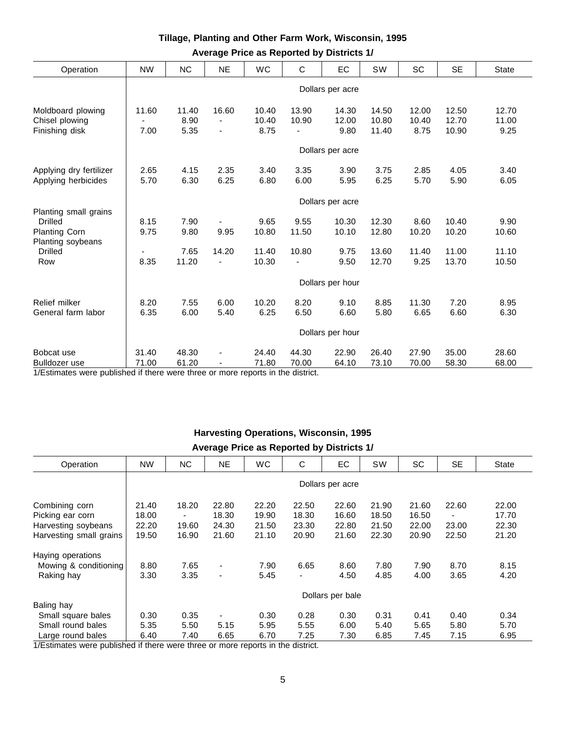### Tillage, Planting and Other Farm Work, Wisconsin, 1995

**Average Price as Reported by Districts 1/**

| Operation | NW | NC | NE | WC | C | EC | SW | SC | SE | State |
|---|---|---|---|---|---|---|---|---|---|---|
| | Dollars per acre | | | | | | | | | |
| Moldboard plowing | 11.60 | 11.40 | 16.60 | 10.40 | 13.90 | 14.30 | 14.50 | 12.00 | 12.50 | 12.70 |
| Chisel plowing | - | 8.90 | - | 10.40 | 10.90 | 12.00 | 10.80 | 10.40 | 12.70 | 11.00 |
| Finishing disk | 7.00 | 5.35 | - | 8.75 | - | 9.80 | 11.40 | 8.75 | 10.90 | 9.25 |
| | Dollars per acre | | | | | | | | | |
| Applying dry fertilizer | 2.65 | 4.15 | 2.35 | 3.40 | 3.35 | 3.90 | 3.75 | 2.85 | 4.05 | 3.40 |
| Applying herbicides | 5.70 | 6.30 | 6.25 | 6.80 | 6.00 | 5.95 | 6.25 | 5.70 | 5.90 | 6.05 |
| | Dollars per acre | | | | | | | | | |
| Planting small grains | | | | | | | | | | |
| Drilled | 8.15 | 7.90 | - | 9.65 | 9.55 | 10.30 | 12.30 | 8.60 | 10.40 | 9.90 |
| Planting Corn | 9.75 | 9.80 | 9.95 | 10.80 | 11.50 | 10.10 | 12.80 | 10.20 | 10.20 | 10.60 |
| Planting soybeans | | | | | | | | | | |
| Drilled | - | 7.65 | 14.20 | 11.40 | 10.80 | 9.75 | 13.60 | 11.40 | 11.00 | 11.10 |
| Row | 8.35 | 11.20 | - | 10.30 | - | 9.50 | 12.70 | 9.25 | 13.70 | 10.50 |
| | Dollars per hour | | | | | | | | | |
| Relief milker | 8.20 | 7.55 | 6.00 | 10.20 | 8.20 | 9.10 | 8.85 | 11.30 | 7.20 | 8.95 |
| General farm labor | 6.35 | 6.00 | 5.40 | 6.25 | 6.50 | 6.60 | 5.80 | 6.65 | 6.60 | 6.30 |
| | Dollars per hour | | | | | | | | | |
| Bobcat use | 31.40 | 48.30 | - | 24.40 | 44.30 | 22.90 | 26.40 | 27.90 | 35.00 | 28.60 |
| Bulldozer use | 71.00 | 61.20 | - | 71.80 | 70.00 | 64.10 | 73.10 | 70.00 | 58.30 | 68.00 |

1/Estimates were published if there were three or more reports in the district.

### Harvesting Operations, Wisconsin, 1995

**Average Price as Reported by Districts 1/**

| Operation | NW | NC | NE | WC | C | EC | SW | SC | SE | State |
|---|---|---|---|---|---|---|---|---|---|---|
| | Dollars per acre | | | | | | | | | |
| Combining corn | 21.40 | 18.20 | 22.80 | 22.20 | 22.50 | 22.60 | 21.90 | 21.60 | 22.60 | 22.00 |
| Picking ear corn | 18.00 | - | 18.30 | 19.90 | 18.30 | 16.60 | 18.50 | 16.50 | - | 17.70 |
| Harvesting soybeans | 22.20 | 19.60 | 24.30 | 21.50 | 23.30 | 22.80 | 21.50 | 22.00 | 23.00 | 22.30 |
| Harvesting small grains | 19.50 | 16.90 | 21.60 | 21.10 | 20.90 | 21.60 | 22.30 | 20.90 | 22.50 | 21.20 |
| Haying operations | | | | | | | | | | |
| Mowing & conditioning | 8.80 | 7.65 | - | 7.90 | 6.65 | 8.60 | 7.80 | 7.90 | 8.70 | 8.15 |
| Raking hay | 3.30 | 3.35 | - | 5.45 | - | 4.50 | 4.85 | 4.00 | 3.65 | 4.20 |
| | Dollars per bale | | | | | | | | | |
| Baling hay | | | | | | | | | | |
| Small square bales | 0.30 | 0.35 | - | 0.30 | 0.28 | 0.30 | 0.31 | 0.41 | 0.40 | 0.34 |
| Small round bales | 5.35 | 5.50 | 5.15 | 5.95 | 5.55 | 6.00 | 5.40 | 5.65 | 5.80 | 5.70 |
| Large round bales | 6.40 | 7.40 | 6.65 | 6.70 | 7.25 | 7.30 | 6.85 | 7.45 | 7.15 | 6.95 |

1/Estimates were published if there were three or more reports in the district.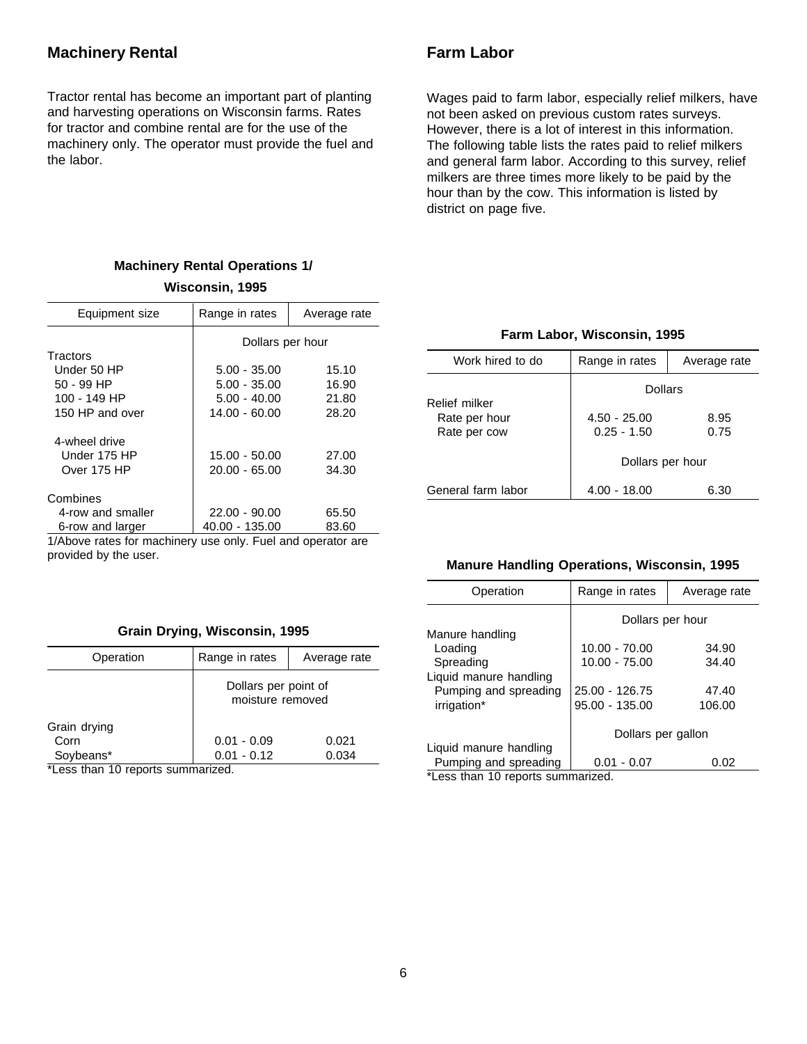## Machinery Rental

Tractor rental has become an important part of planting and harvesting operations on Wisconsin farms. Rates for tractor and combine rental are for the use of the machinery only. The operator must provide the fuel and the labor.

**Machinery Rental Operations 1/**

**Wisconsin, 1995**

| Equipment size | Range in rates | Average rate |
|---|---|---|
| | Dollars per hour | |
| Tractors | | |
| Under 50 HP | 5.00 - 35.00 | 15.10 |
| 50 - 99 HP | 5.00 - 35.00 | 16.90 |
| 100 - 149 HP | 5.00 - 40.00 | 21.80 |
| 150 HP and over | 14.00 - 60.00 | 28.20 |
| 4-wheel drive | | |
| Under 175 HP | 15.00 - 50.00 | 27.00 |
| Over 175 HP | 20.00 - 65.00 | 34.30 |
| Combines | | |
| 4-row and smaller | 22.00 - 90.00 | 65.50 |
| 6-row and larger | 40.00 - 135.00 | 83.60 |

1/Above rates for machinery use only. Fuel and operator are provided by the user.

**Grain Drying, Wisconsin, 1995**

| Operation | Range in rates | Average rate |
|---|---|---|
| | Dollars per point of moisture removed | |
| Grain drying | | |
| Corn | 0.01 - 0.09 | 0.021 |
| Soybeans* | 0.01 - 0.12 | 0.034 |

*Less than 10 reports summarized.

## Farm Labor

Wages paid to farm labor, especially relief milkers, have not been asked on previous custom rates surveys. However, there is a lot of interest in this information. The following table lists the rates paid to relief milkers and general farm labor. According to this survey, relief milkers are three times more likely to be paid by the hour than by the cow. This information is listed by district on page five.

**Farm Labor, Wisconsin, 1995**

| Work hired to do | Range in rates | Average rate |
|---|---|---|
| | Dollars | |
| Relief milker | | |
| Rate per hour | 4.50 - 25.00 | 8.95 |
| Rate per cow | 0.25 - 1.50 | 0.75 |
| | Dollars per hour | |
| General farm labor | 4.00 - 18.00 | 6.30 |

**Manure Handling Operations, Wisconsin, 1995**

| Operation | Range in rates | Average rate |
|---|---|---|
| | Dollars per hour | |
| Manure handling | | |
| Loading | 10.00 - 70.00 | 34.90 |
| Spreading | 10.00 - 75.00 | 34.40 |
| Liquid manure handling | | |
| Pumping and spreading | 25.00 - 126.75 | 47.40 |
| irrigation* | 95.00 - 135.00 | 106.00 |
| | Dollars per gallon | |
| Liquid manure handling | | |
| Pumping and spreading | 0.01 - 0.07 | 0.02 |

*Less than 10 reports summarized.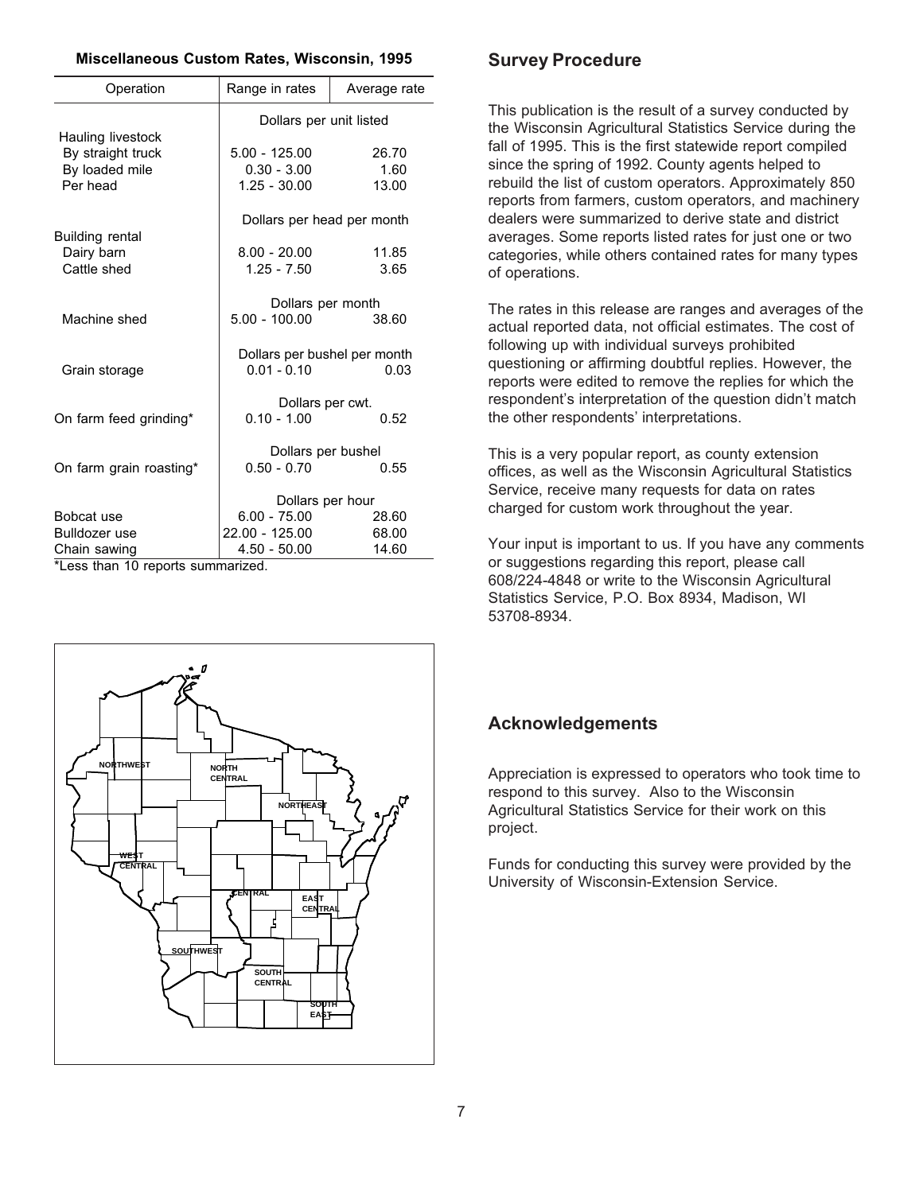**Miscellaneous Custom Rates, Wisconsin, 1995**

| Operation | Range in rates | Average rate |
|---|---|---|
| | Dollars per unit listed | |
| Hauling livestock | | |
| By straight truck | 5.00 - 125.00 | 26.70 |
| By loaded mile | 0.30 - 3.00 | 1.60 |
| Per head | 1.25 - 30.00 | 13.00 |
| | Dollars per head per month | |
| Building rental | | |
| Dairy barn | 8.00 - 20.00 | 11.85 |
| Cattle shed | 1.25 - 7.50 | 3.65 |
| | Dollars per month | |
| Machine shed | 5.00 - 100.00 | 38.60 |
| | Dollars per bushel per month | |
| Grain storage | 0.01 - 0.10 | 0.03 |
| | Dollars per cwt. | |
| On farm feed grinding* | 0.10 - 1.00 | 0.52 |
| | Dollars per bushel | |
| On farm grain roasting* | 0.50 - 0.70 | 0.55 |
| | Dollars per hour | |
| Bobcat use | 6.00 - 75.00 | 28.60 |
| Bulldozer use | 22.00 - 125.00 | 68.00 |
| Chain sawing | 4.50 - 50.00 | 14.60 |

*Less than 10 reports summarized.

NORTHWEST
NORTH CENTRAL
NORTHEAST
WEST CENTRAL
CENTRAL
EAST CENTRAL
SOUTHWEST
SOUTH CENTRAL
SOUTH EAST

## Survey Procedure

This publication is the result of a survey conducted by the Wisconsin Agricultural Statistics Service during the fall of 1995. This is the first statewide report compiled since the spring of 1992. County agents helped to rebuild the list of custom operators. Approximately 850 reports from farmers, custom operators, and machinery dealers were summarized to derive state and district averages. Some reports listed rates for just one or two categories, while others contained rates for many types of operations.

The rates in this release are ranges and averages of the actual reported data, not official estimates. The cost of following up with individual surveys prohibited questioning or affirming doubtful replies. However, the reports were edited to remove the replies for which the respondent's interpretation of the question didn't match the other respondents' interpretations.

This is a very popular report, as county extension offices, as well as the Wisconsin Agricultural Statistics Service, receive many requests for data on rates charged for custom work throughout the year.

Your input is important to us. If you have any comments or suggestions regarding this report, please call 608/224-4848 or write to the Wisconsin Agricultural Statistics Service, P.O. Box 8934, Madison, WI 53708-8934.

## Acknowledgements

Appreciation is expressed to operators who took time to respond to this survey. Also to the Wisconsin Agricultural Statistics Service for their work on this project.

Funds for conducting this survey were provided by the University of Wisconsin-Extension Service.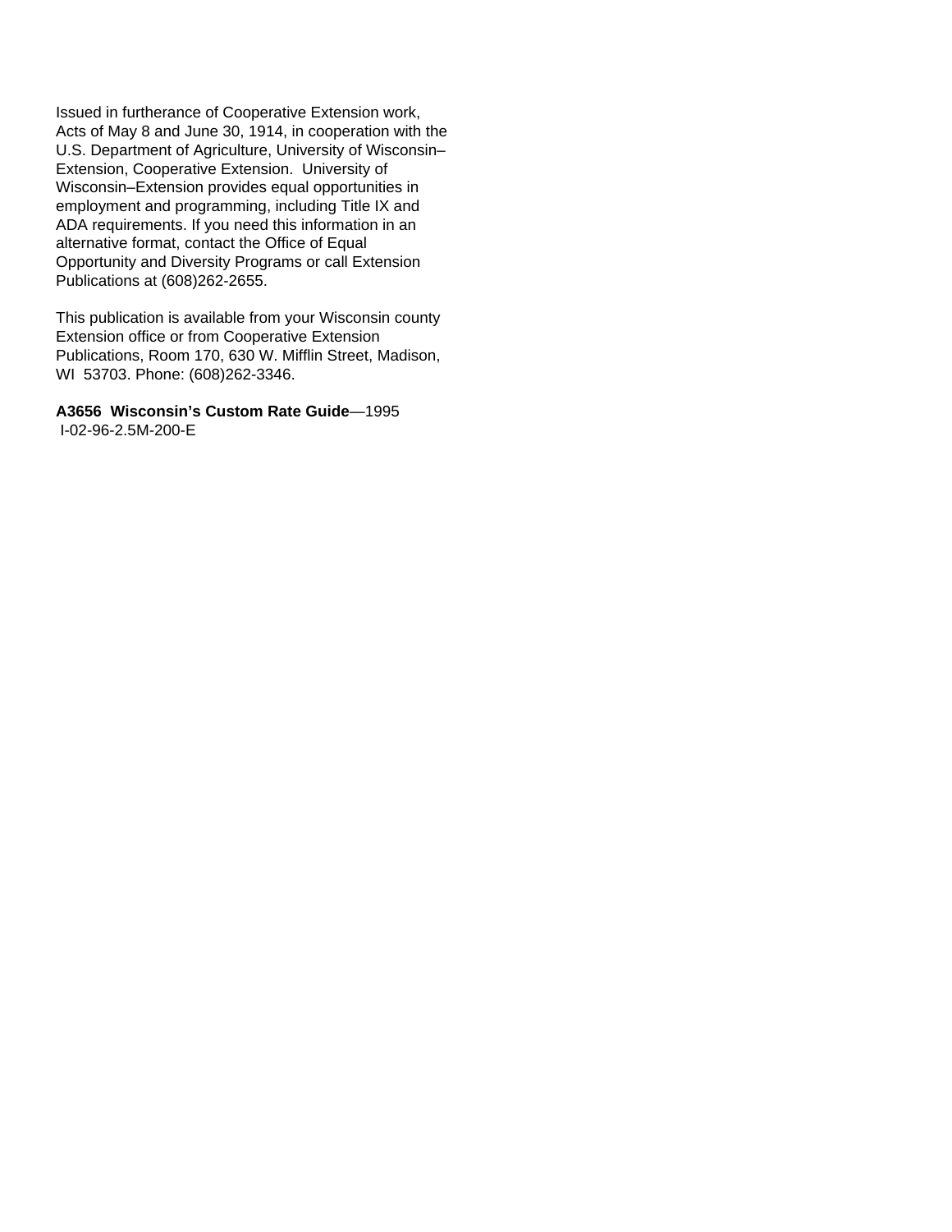Issued in furtherance of Cooperative Extension work, Acts of May 8 and June 30, 1914, in cooperation with the U.S. Department of Agriculture, University of Wisconsin–Extension, Cooperative Extension. University of Wisconsin–Extension provides equal opportunities in employment and programming, including Title IX and ADA requirements. If you need this information in an alternative format, contact the Office of Equal Opportunity and Diversity Programs or call Extension Publications at (608)262-2655.

This publication is available from your Wisconsin county Extension office or from Cooperative Extension Publications, Room 170, 630 W. Mifflin Street, Madison, WI 53703. Phone: (608)262-3346.

**A3656 Wisconsin's Custom Rate Guide**—1995
I-02-96-2.5M-200-E